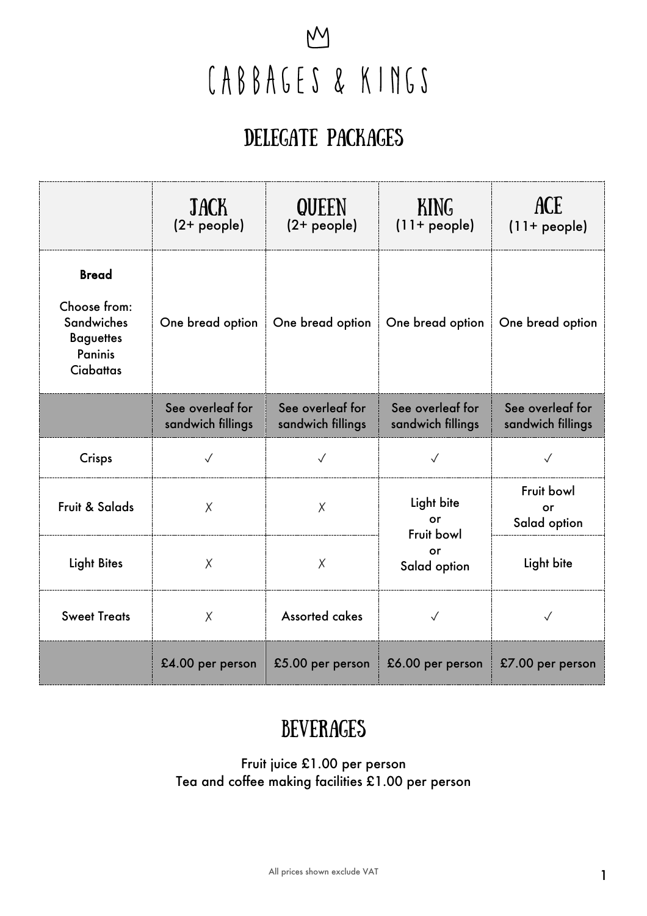# CABBAGES & KINGS

## DELEGATE PACKAGES

| | JACK (2+ people) | QUEEN (2+ people) | KING (11+ people) | ACE (11+ people) |
|---|---|---|---|---|
| **Bread**<br>Choose from:<br>Sandwiches<br>Baguettes<br>Paninis<br>Ciabattas | One bread option | One bread option | One bread option | One bread option |
| | See overleaf for sandwich fillings | See overleaf for sandwich fillings | See overleaf for sandwich fillings | See overleaf for sandwich fillings |
| Crisps | ✓ | ✓ | ✓ | ✓ |
| Fruit & Salads | ✗ | ✗ | Light bite or Fruit bowl or Salad option | Fruit bowl or Salad option |
| Light Bites | ✗ | ✗ | | Light bite |
| Sweet Treats | ✗ | Assorted cakes | ✓ | ✓ |
| | £4.00 per person | £5.00 per person | £6.00 per person | £7.00 per person |

## BEVERAGES

Fruit juice £1.00 per person
Tea and coffee making facilities £1.00 per person

All prices shown exclude VAT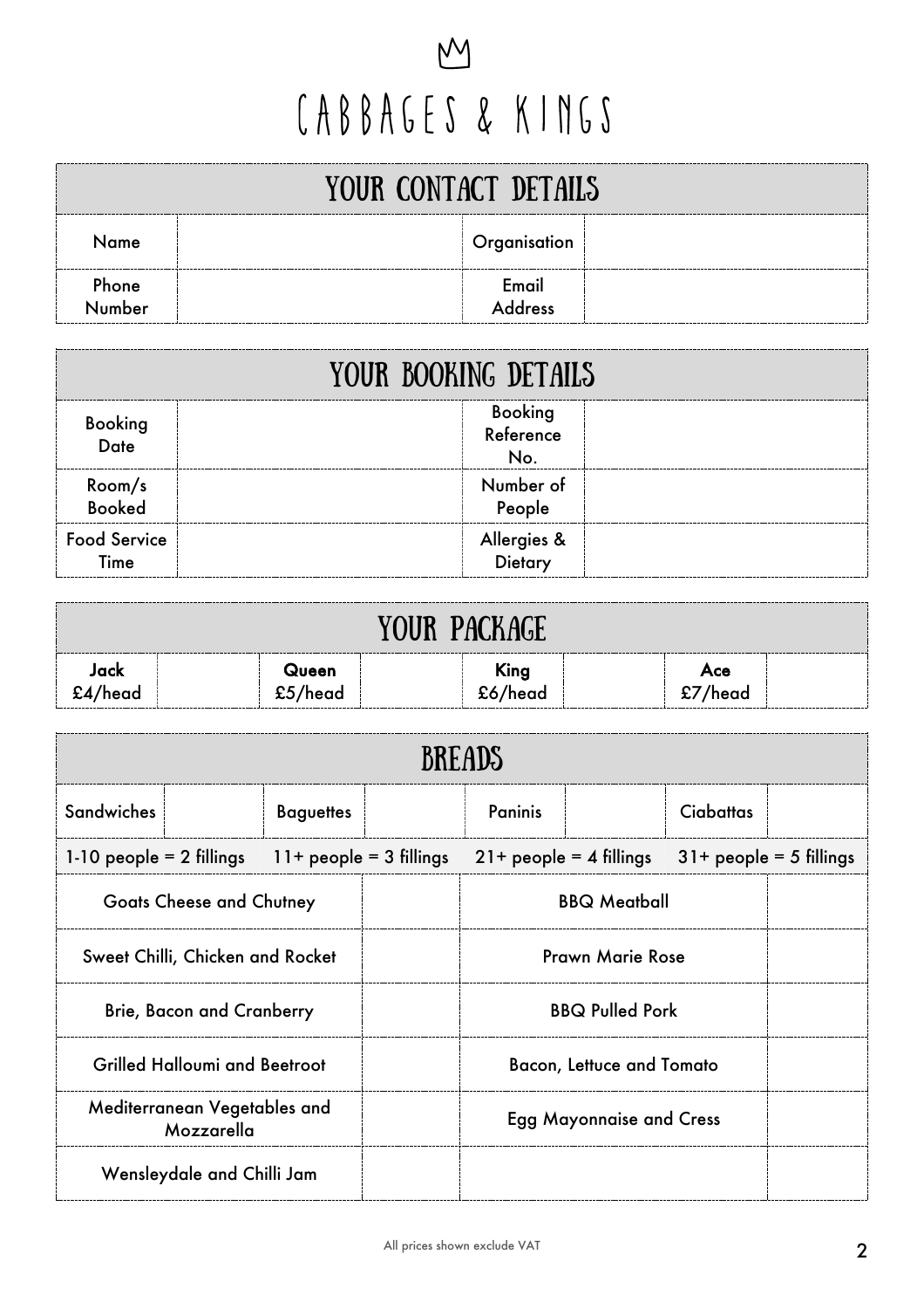# CABBAGES & KINGS

## YOUR CONTACT DETAILS

| Name | | Organisation | |
|---|---|---|---|
| Phone Number | | Email Address | |

## YOUR BOOKING DETAILS

| Booking Date | | Booking Reference No. | |
|---|---|---|---|
| Room/s Booked | | Number of People | |
| Food Service Time | | Allergies & Dietary | |

## YOUR PACKAGE

| **Jack** £4/head | | **Queen** £5/head | | **King** £6/head | | **Ace** £7/head | |
|---|---|---|---|---|---|---|---|

## BREADS

| Sandwiches | | Baguettes | | Paninis | | Ciabattas | |
|---|---|---|---|---|---|---|---|

1-10 people = 2 fillings 11+ people = 3 fillings 21+ people = 4 fillings 31+ people = 5 fillings

| | | | |
|---|---|---|---|
| Goats Cheese and Chutney | | BBQ Meatball | |
| Sweet Chilli, Chicken and Rocket | | Prawn Marie Rose | |
| Brie, Bacon and Cranberry | | BBQ Pulled Pork | |
| Grilled Halloumi and Beetroot | | Bacon, Lettuce and Tomato | |
| Mediterranean Vegetables and Mozzarella | | Egg Mayonnaise and Cress | |
| Wensleydale and Chilli Jam | | | |

All prices shown exclude VAT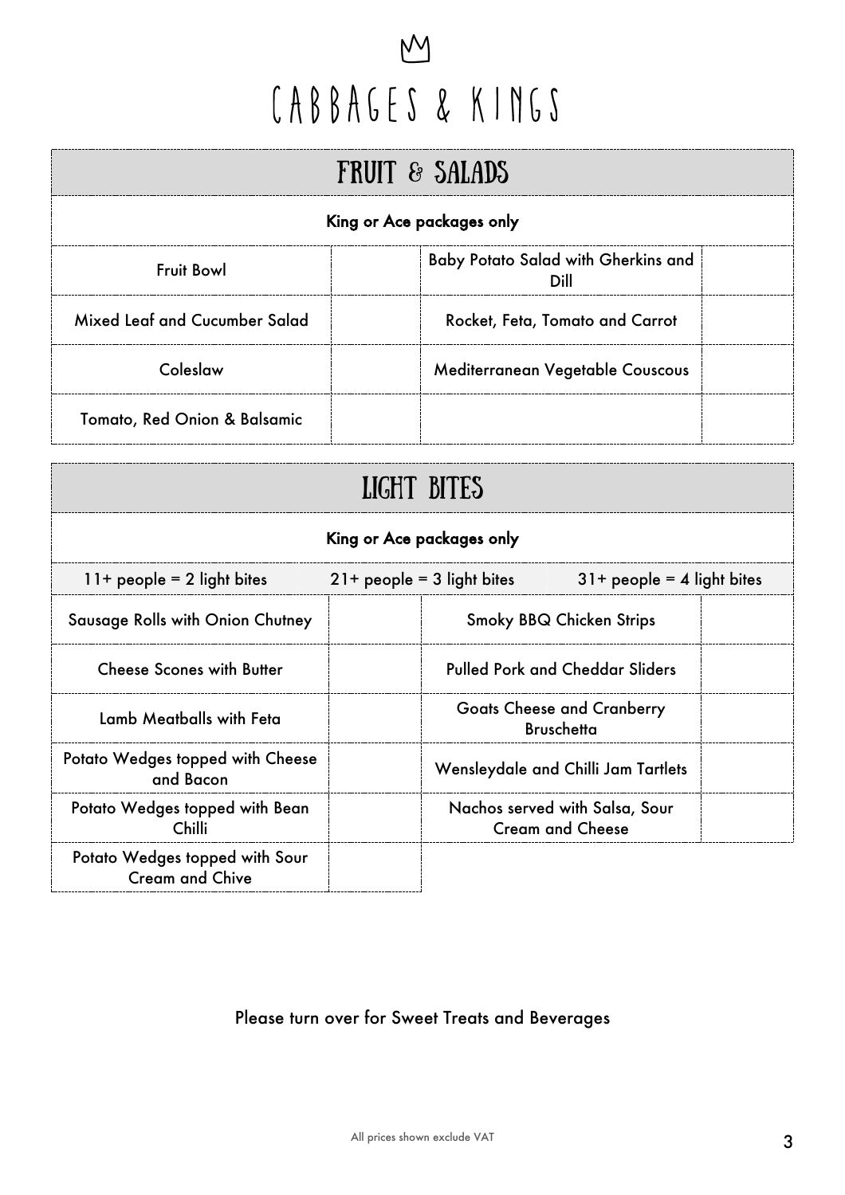# CABBAGES & KINGS

## FRUIT & SALADS

**King or Ace packages only**

| | | | |
|---|---|---|---|
| Fruit Bowl | | Baby Potato Salad with Gherkins and Dill | |
| Mixed Leaf and Cucumber Salad | | Rocket, Feta, Tomato and Carrot | |
| Coleslaw | | Mediterranean Vegetable Couscous | |
| Tomato, Red Onion & Balsamic | | | |

## LIGHT BITES

**King or Ace packages only**

11+ people = 2 light bites | 21+ people = 3 light bites | 31+ people = 4 light bites

| | | | |
|---|---|---|---|
| Sausage Rolls with Onion Chutney | | Smoky BBQ Chicken Strips | |
| Cheese Scones with Butter | | Pulled Pork and Cheddar Sliders | |
| Lamb Meatballs with Feta | | Goats Cheese and Cranberry Bruschetta | |
| Potato Wedges topped with Cheese and Bacon | | Wensleydale and Chilli Jam Tartlets | |
| Potato Wedges topped with Bean Chilli | | Nachos served with Salsa, Sour Cream and Cheese | |
| Potato Wedges topped with Sour Cream and Chive | | | |

Please turn over for Sweet Treats and Beverages

All prices shown exclude VAT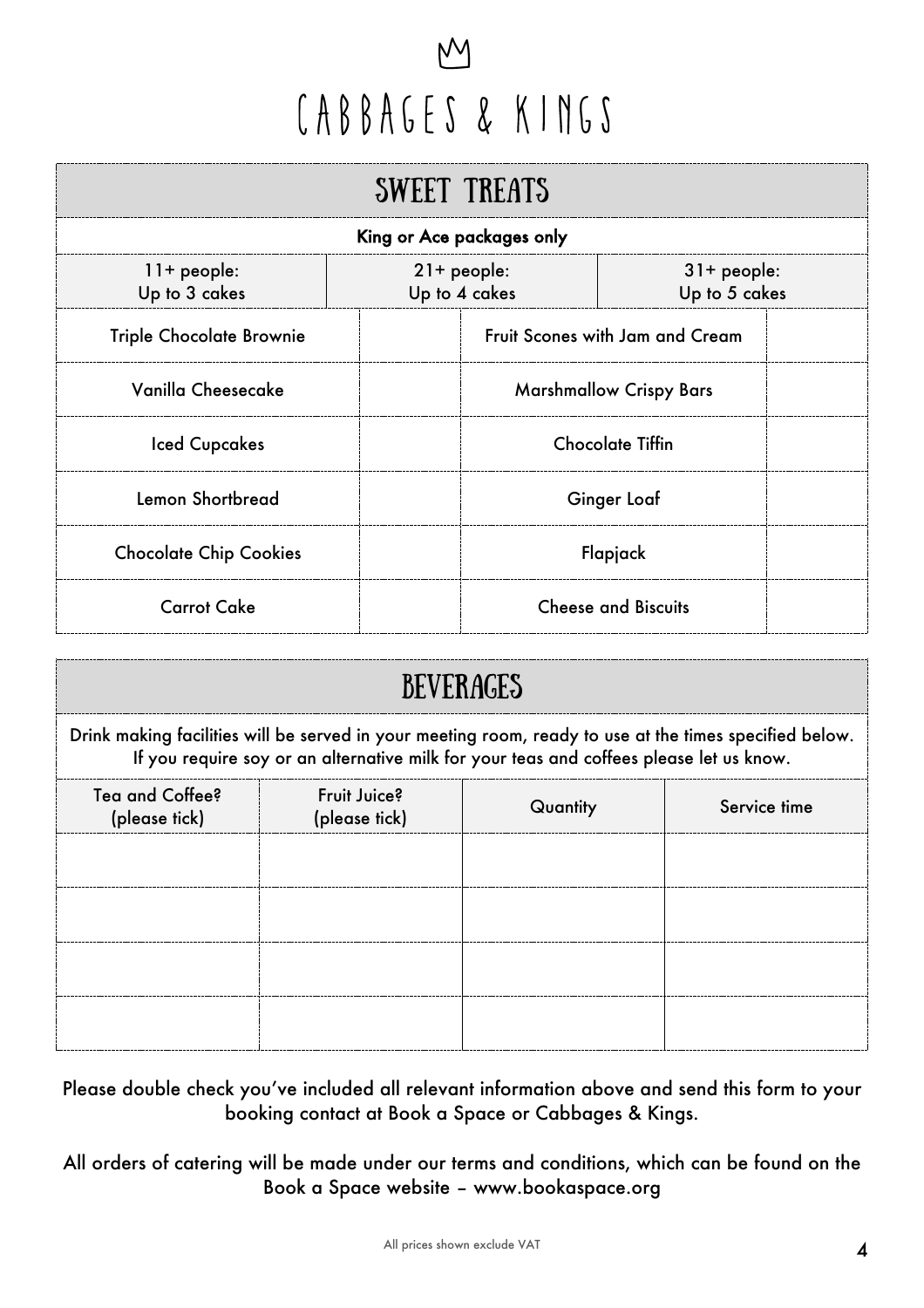# CABBAGES & KINGS

## SWEET TREATS

**King or Ace packages only**

| 11+ people: Up to 3 cakes | 21+ people: Up to 4 cakes | 31+ people: Up to 5 cakes |
|---|---|---|

| | | | |
|---|---|---|---|
| Triple Chocolate Brownie | | Fruit Scones with Jam and Cream | |
| Vanilla Cheesecake | | Marshmallow Crispy Bars | |
| Iced Cupcakes | | Chocolate Tiffin | |
| Lemon Shortbread | | Ginger Loaf | |
| Chocolate Chip Cookies | | Flapjack | |
| Carrot Cake | | Cheese and Biscuits | |

## BEVERAGES

Drink making facilities will be served in your meeting room, ready to use at the times specified below. If you require soy or an alternative milk for your teas and coffees please let us know.

| Tea and Coffee? (please tick) | Fruit Juice? (please tick) | Quantity | Service time |
|---|---|---|---|
| | | | |
| | | | |
| | | | |
| | | | |

Please double check you've included all relevant information above and send this form to your booking contact at Book a Space or Cabbages & Kings.

All orders of catering will be made under our terms and conditions, which can be found on the Book a Space website – www.bookaspace.org

All prices shown exclude VAT